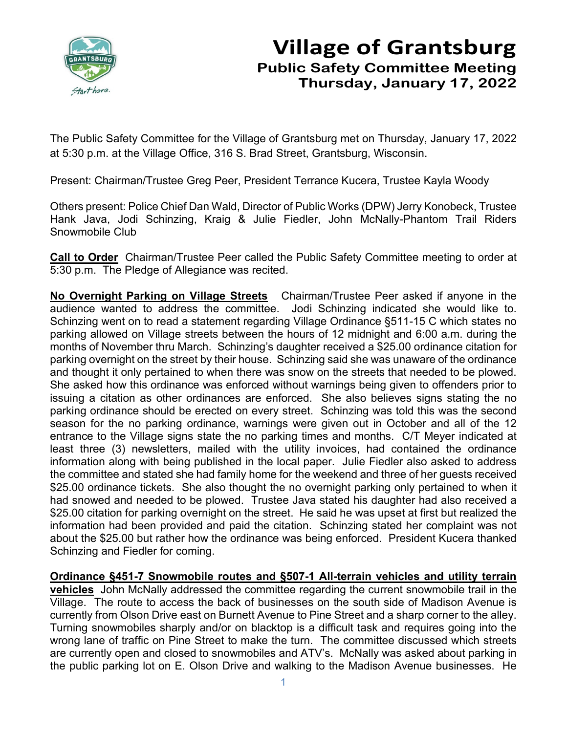# Village of Grantsburg

## Public Safety Committee Meeting
## Thursday, January 17, 2022

The Public Safety Committee for the Village of Grantsburg met on Thursday, January 17, 2022 at 5:30 p.m. at the Village Office, 316 S. Brad Street, Grantsburg, Wisconsin.

Present: Chairman/Trustee Greg Peer, President Terrance Kucera, Trustee Kayla Woody

Others present: Police Chief Dan Wald, Director of Public Works (DPW) Jerry Konobeck, Trustee Hank Java, Jodi Schinzing, Kraig & Julie Fiedler, John McNally-Phantom Trail Riders Snowmobile Club

**Call to Order** Chairman/Trustee Peer called the Public Safety Committee meeting to order at 5:30 p.m. The Pledge of Allegiance was recited.

**No Overnight Parking on Village Streets** Chairman/Trustee Peer asked if anyone in the audience wanted to address the committee. Jodi Schinzing indicated she would like to. Schinzing went on to read a statement regarding Village Ordinance §511-15 C which states no parking allowed on Village streets between the hours of 12 midnight and 6:00 a.m. during the months of November thru March. Schinzing's daughter received a $25.00 ordinance citation for parking overnight on the street by their house. Schinzing said she was unaware of the ordinance and thought it only pertained to when there was snow on the streets that needed to be plowed. She asked how this ordinance was enforced without warnings being given to offenders prior to issuing a citation as other ordinances are enforced. She also believes signs stating the no parking ordinance should be erected on every street. Schinzing was told this was the second season for the no parking ordinance, warnings were given out in October and all of the 12 entrance to the Village signs state the no parking times and months. C/T Meyer indicated at least three (3) newsletters, mailed with the utility invoices, had contained the ordinance information along with being published in the local paper. Julie Fiedler also asked to address the committee and stated she had family home for the weekend and three of her guests received $25.00 ordinance tickets. She also thought the no overnight parking only pertained to when it had snowed and needed to be plowed. Trustee Java stated his daughter had also received a $25.00 citation for parking overnight on the street. He said he was upset at first but realized the information had been provided and paid the citation. Schinzing stated her complaint was not about the $25.00 but rather how the ordinance was being enforced. President Kucera thanked Schinzing and Fiedler for coming.

**Ordinance §451-7 Snowmobile routes and §507-1 All-terrain vehicles and utility terrain vehicles** John McNally addressed the committee regarding the current snowmobile trail in the Village. The route to access the back of businesses on the south side of Madison Avenue is currently from Olson Drive east on Burnett Avenue to Pine Street and a sharp corner to the alley. Turning snowmobiles sharply and/or on blacktop is a difficult task and requires going into the wrong lane of traffic on Pine Street to make the turn. The committee discussed which streets are currently open and closed to snowmobiles and ATV's. McNally was asked about parking in the public parking lot on E. Olson Drive and walking to the Madison Avenue businesses. He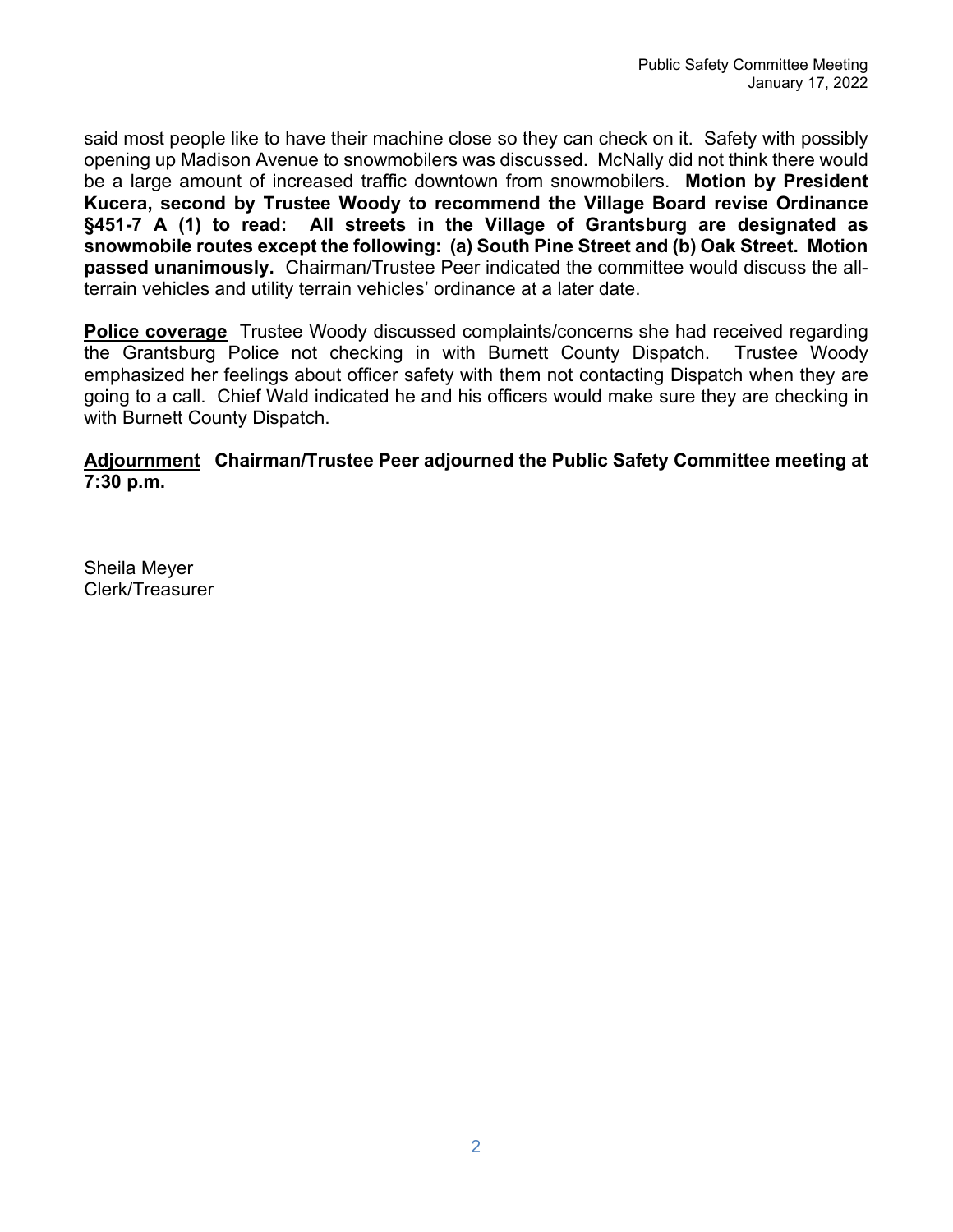said most people like to have their machine close so they can check on it. Safety with possibly opening up Madison Avenue to snowmobilers was discussed. McNally did not think there would be a large amount of increased traffic downtown from snowmobilers. **Motion by President Kucera, second by Trustee Woody to recommend the Village Board revise Ordinance §451-7 A (1) to read: All streets in the Village of Grantsburg are designated as snowmobile routes except the following: (a) South Pine Street and (b) Oak Street. Motion passed unanimously.** Chairman/Trustee Peer indicated the committee would discuss the all-terrain vehicles and utility terrain vehicles' ordinance at a later date.

**Police coverage** Trustee Woody discussed complaints/concerns she had received regarding the Grantsburg Police not checking in with Burnett County Dispatch. Trustee Woody emphasized her feelings about officer safety with them not contacting Dispatch when they are going to a call. Chief Wald indicated he and his officers would make sure they are checking in with Burnett County Dispatch.

**Adjournment Chairman/Trustee Peer adjourned the Public Safety Committee meeting at 7:30 p.m.**

Sheila Meyer
Clerk/Treasurer